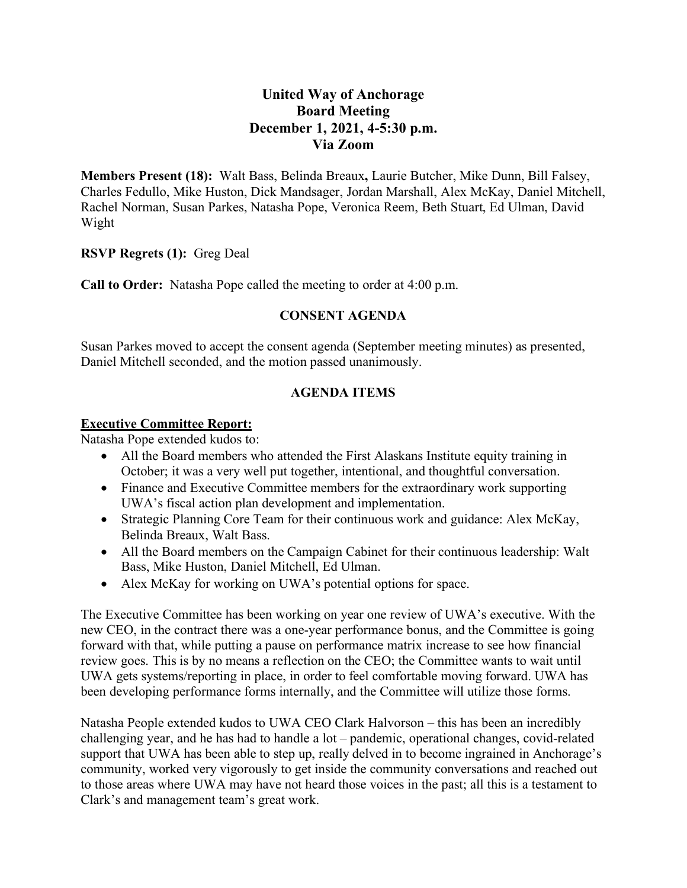# United Way of Anchorage
## Board Meeting
## December 1, 2021, 4-5:30 p.m.
## Via Zoom

**Members Present (18):** Walt Bass, Belinda Breaux**,** Laurie Butcher, Mike Dunn, Bill Falsey, Charles Fedullo, Mike Huston, Dick Mandsager, Jordan Marshall, Alex McKay, Daniel Mitchell, Rachel Norman, Susan Parkes, Natasha Pope, Veronica Reem, Beth Stuart, Ed Ulman, David Wight

**RSVP Regrets (1):** Greg Deal

**Call to Order:** Natasha Pope called the meeting to order at 4:00 p.m.

### CONSENT AGENDA

Susan Parkes moved to accept the consent agenda (September meeting minutes) as presented, Daniel Mitchell seconded, and the motion passed unanimously.

### AGENDA ITEMS

**Executive Committee Report:**

Natasha Pope extended kudos to:

- All the Board members who attended the First Alaskans Institute equity training in October; it was a very well put together, intentional, and thoughtful conversation.
- Finance and Executive Committee members for the extraordinary work supporting UWA's fiscal action plan development and implementation.
- Strategic Planning Core Team for their continuous work and guidance: Alex McKay, Belinda Breaux, Walt Bass.
- All the Board members on the Campaign Cabinet for their continuous leadership: Walt Bass, Mike Huston, Daniel Mitchell, Ed Ulman.
- Alex McKay for working on UWA's potential options for space.

The Executive Committee has been working on year one review of UWA's executive. With the new CEO, in the contract there was a one-year performance bonus, and the Committee is going forward with that, while putting a pause on performance matrix increase to see how financial review goes. This is by no means a reflection on the CEO; the Committee wants to wait until UWA gets systems/reporting in place, in order to feel comfortable moving forward. UWA has been developing performance forms internally, and the Committee will utilize those forms.

Natasha People extended kudos to UWA CEO Clark Halvorson – this has been an incredibly challenging year, and he has had to handle a lot – pandemic, operational changes, covid-related support that UWA has been able to step up, really delved in to become ingrained in Anchorage's community, worked very vigorously to get inside the community conversations and reached out to those areas where UWA may have not heard those voices in the past; all this is a testament to Clark's and management team's great work.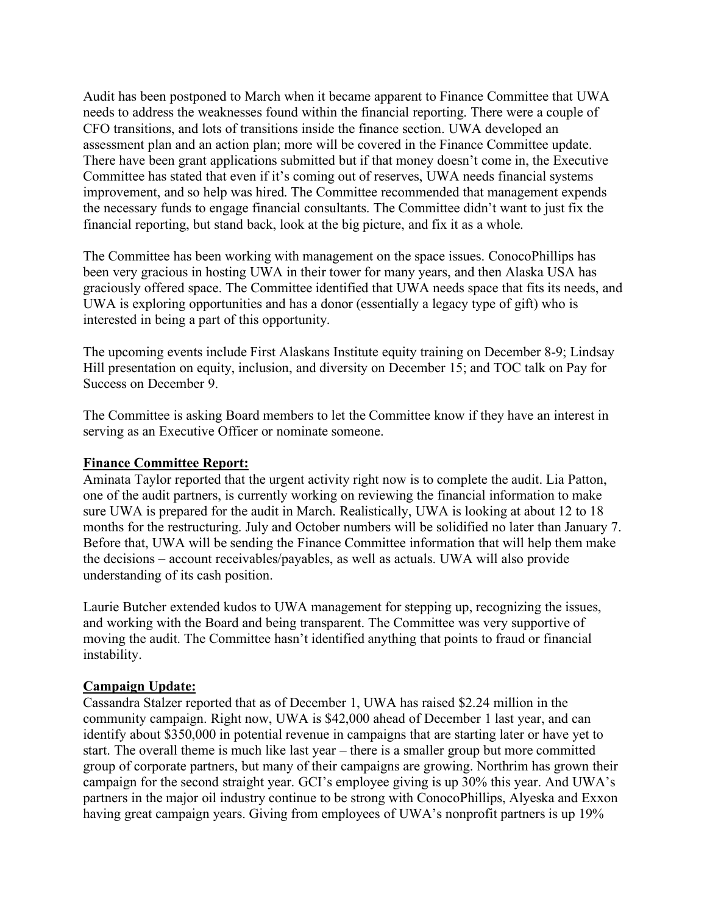Audit has been postponed to March when it became apparent to Finance Committee that UWA needs to address the weaknesses found within the financial reporting. There were a couple of CFO transitions, and lots of transitions inside the finance section. UWA developed an assessment plan and an action plan; more will be covered in the Finance Committee update. There have been grant applications submitted but if that money doesn't come in, the Executive Committee has stated that even if it's coming out of reserves, UWA needs financial systems improvement, and so help was hired. The Committee recommended that management expends the necessary funds to engage financial consultants. The Committee didn't want to just fix the financial reporting, but stand back, look at the big picture, and fix it as a whole.

The Committee has been working with management on the space issues. ConocoPhillips has been very gracious in hosting UWA in their tower for many years, and then Alaska USA has graciously offered space. The Committee identified that UWA needs space that fits its needs, and UWA is exploring opportunities and has a donor (essentially a legacy type of gift) who is interested in being a part of this opportunity.

The upcoming events include First Alaskans Institute equity training on December 8-9; Lindsay Hill presentation on equity, inclusion, and diversity on December 15; and TOC talk on Pay for Success on December 9.

The Committee is asking Board members to let the Committee know if they have an interest in serving as an Executive Officer or nominate someone.

**Finance Committee Report:**
Aminata Taylor reported that the urgent activity right now is to complete the audit. Lia Patton, one of the audit partners, is currently working on reviewing the financial information to make sure UWA is prepared for the audit in March. Realistically, UWA is looking at about 12 to 18 months for the restructuring. July and October numbers will be solidified no later than January 7. Before that, UWA will be sending the Finance Committee information that will help them make the decisions – account receivables/payables, as well as actuals. UWA will also provide understanding of its cash position.

Laurie Butcher extended kudos to UWA management for stepping up, recognizing the issues, and working with the Board and being transparent. The Committee was very supportive of moving the audit. The Committee hasn't identified anything that points to fraud or financial instability.

**Campaign Update:**
Cassandra Stalzer reported that as of December 1, UWA has raised $2.24 million in the community campaign. Right now, UWA is $42,000 ahead of December 1 last year, and can identify about $350,000 in potential revenue in campaigns that are starting later or have yet to start. The overall theme is much like last year – there is a smaller group but more committed group of corporate partners, but many of their campaigns are growing. Northrim has grown their campaign for the second straight year. GCI's employee giving is up 30% this year. And UWA's partners in the major oil industry continue to be strong with ConocoPhillips, Alyeska and Exxon having great campaign years. Giving from employees of UWA's nonprofit partners is up 19%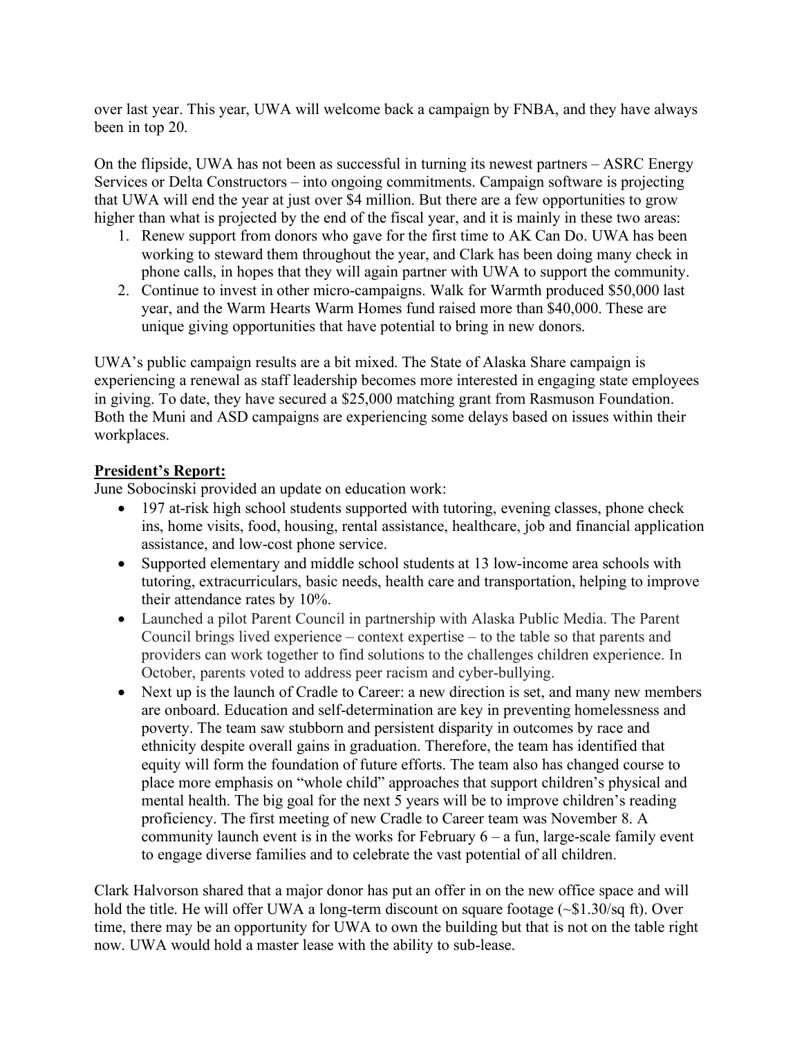over last year. This year, UWA will welcome back a campaign by FNBA, and they have always been in top 20.

On the flipside, UWA has not been as successful in turning its newest partners – ASRC Energy Services or Delta Constructors – into ongoing commitments. Campaign software is projecting that UWA will end the year at just over $4 million. But there are a few opportunities to grow higher than what is projected by the end of the fiscal year, and it is mainly in these two areas:

1. Renew support from donors who gave for the first time to AK Can Do. UWA has been working to steward them throughout the year, and Clark has been doing many check in phone calls, in hopes that they will again partner with UWA to support the community.
2. Continue to invest in other micro-campaigns. Walk for Warmth produced $50,000 last year, and the Warm Hearts Warm Homes fund raised more than $40,000. These are unique giving opportunities that have potential to bring in new donors.

UWA's public campaign results are a bit mixed. The State of Alaska Share campaign is experiencing a renewal as staff leadership becomes more interested in engaging state employees in giving. To date, they have secured a $25,000 matching grant from Rasmuson Foundation. Both the Muni and ASD campaigns are experiencing some delays based on issues within their workplaces.

**President's Report:**

June Sobocinski provided an update on education work:

- 197 at-risk high school students supported with tutoring, evening classes, phone check ins, home visits, food, housing, rental assistance, healthcare, job and financial application assistance, and low-cost phone service.
- Supported elementary and middle school students at 13 low-income area schools with tutoring, extracurriculars, basic needs, health care and transportation, helping to improve their attendance rates by 10%.
- Launched a pilot Parent Council in partnership with Alaska Public Media. The Parent Council brings lived experience – context expertise – to the table so that parents and providers can work together to find solutions to the challenges children experience. In October, parents voted to address peer racism and cyber-bullying.
- Next up is the launch of Cradle to Career: a new direction is set, and many new members are onboard. Education and self-determination are key in preventing homelessness and poverty. The team saw stubborn and persistent disparity in outcomes by race and ethnicity despite overall gains in graduation. Therefore, the team has identified that equity will form the foundation of future efforts. The team also has changed course to place more emphasis on "whole child" approaches that support children's physical and mental health. The big goal for the next 5 years will be to improve children's reading proficiency. The first meeting of new Cradle to Career team was November 8. A community launch event is in the works for February 6 – a fun, large-scale family event to engage diverse families and to celebrate the vast potential of all children.

Clark Halvorson shared that a major donor has put an offer in on the new office space and will hold the title. He will offer UWA a long-term discount on square footage (~$1.30/sq ft). Over time, there may be an opportunity for UWA to own the building but that is not on the table right now. UWA would hold a master lease with the ability to sub-lease.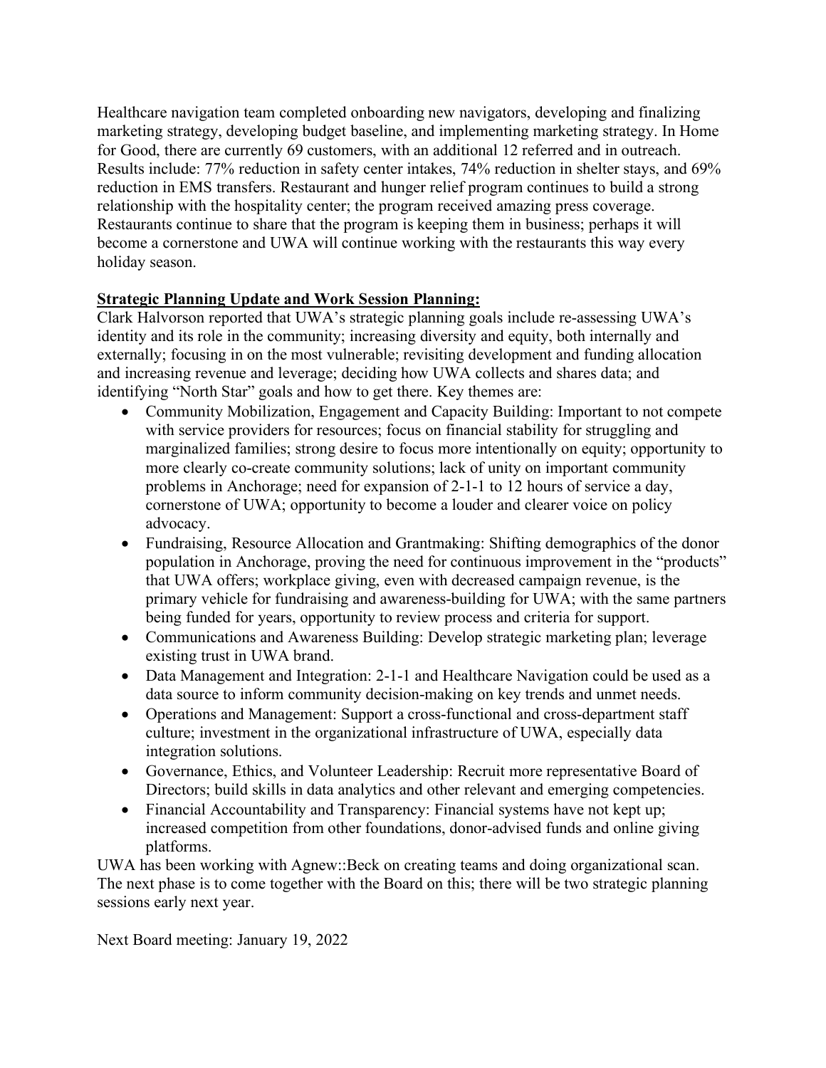Healthcare navigation team completed onboarding new navigators, developing and finalizing marketing strategy, developing budget baseline, and implementing marketing strategy. In Home for Good, there are currently 69 customers, with an additional 12 referred and in outreach. Results include: 77% reduction in safety center intakes, 74% reduction in shelter stays, and 69% reduction in EMS transfers. Restaurant and hunger relief program continues to build a strong relationship with the hospitality center; the program received amazing press coverage. Restaurants continue to share that the program is keeping them in business; perhaps it will become a cornerstone and UWA will continue working with the restaurants this way every holiday season.

**Strategic Planning Update and Work Session Planning:**

Clark Halvorson reported that UWA's strategic planning goals include re-assessing UWA's identity and its role in the community; increasing diversity and equity, both internally and externally; focusing in on the most vulnerable; revisiting development and funding allocation and increasing revenue and leverage; deciding how UWA collects and shares data; and identifying "North Star" goals and how to get there. Key themes are:

- Community Mobilization, Engagement and Capacity Building: Important to not compete with service providers for resources; focus on financial stability for struggling and marginalized families; strong desire to focus more intentionally on equity; opportunity to more clearly co-create community solutions; lack of unity on important community problems in Anchorage; need for expansion of 2-1-1 to 12 hours of service a day, cornerstone of UWA; opportunity to become a louder and clearer voice on policy advocacy.
- Fundraising, Resource Allocation and Grantmaking: Shifting demographics of the donor population in Anchorage, proving the need for continuous improvement in the "products" that UWA offers; workplace giving, even with decreased campaign revenue, is the primary vehicle for fundraising and awareness-building for UWA; with the same partners being funded for years, opportunity to review process and criteria for support.
- Communications and Awareness Building: Develop strategic marketing plan; leverage existing trust in UWA brand.
- Data Management and Integration: 2-1-1 and Healthcare Navigation could be used as a data source to inform community decision-making on key trends and unmet needs.
- Operations and Management: Support a cross-functional and cross-department staff culture; investment in the organizational infrastructure of UWA, especially data integration solutions.
- Governance, Ethics, and Volunteer Leadership: Recruit more representative Board of Directors; build skills in data analytics and other relevant and emerging competencies.
- Financial Accountability and Transparency: Financial systems have not kept up; increased competition from other foundations, donor-advised funds and online giving platforms.

UWA has been working with Agnew::Beck on creating teams and doing organizational scan. The next phase is to come together with the Board on this; there will be two strategic planning sessions early next year.

Next Board meeting: January 19, 2022